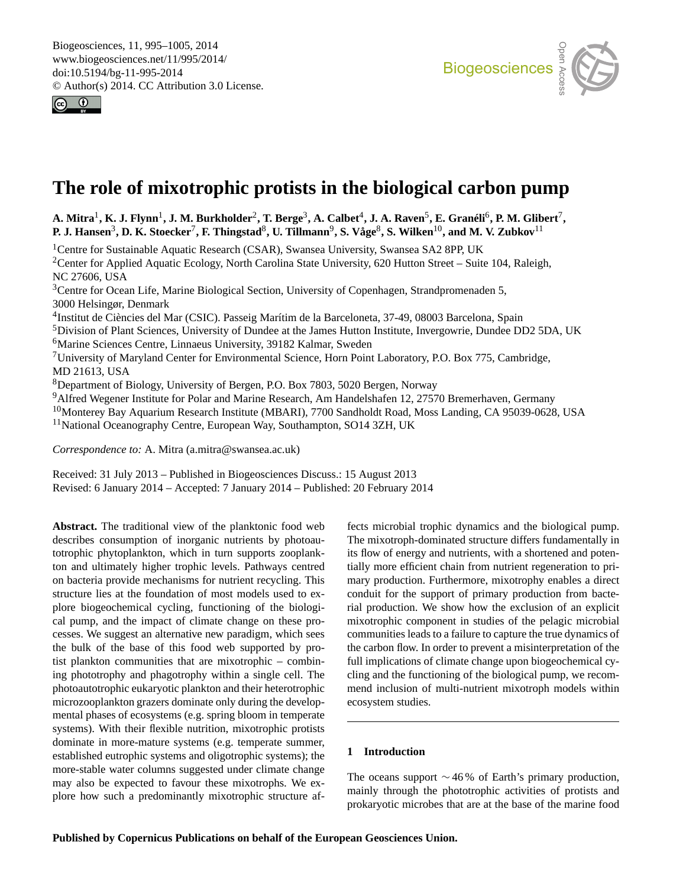# The role of mixotrophic protists in the biological carbon pump

**A. Mitra[1], K. J. Flynn[1], J. M. Burkholder[2], T. Berge[3], A. Calbet[4], J. A. Raven[5], E. Granéli[6], P. M. Glibert[7], P. J. Hansen[3], D. K. Stoecker[7], F. Thingstad[8], U. Tillmann[9], S. Våge[8], S. Wilken[10], and M. V. Zubkov[11]**

[1]Centre for Sustainable Aquatic Research (CSAR), Swansea University, Swansea SA2 8PP, UK
[2]Center for Applied Aquatic Ecology, North Carolina State University, 620 Hutton Street – Suite 104, Raleigh, NC 27606, USA
[3]Centre for Ocean Life, Marine Biological Section, University of Copenhagen, Strandpromenaden 5, 3000 Helsingør, Denmark
[4]Institut de Ciències del Mar (CSIC). Passeig Marítim de la Barceloneta, 37-49, 08003 Barcelona, Spain
[5]Division of Plant Sciences, University of Dundee at the James Hutton Institute, Invergowrie, Dundee DD2 5DA, UK
[6]Marine Sciences Centre, Linnaeus University, 39182 Kalmar, Sweden
[7]University of Maryland Center for Environmental Science, Horn Point Laboratory, P.O. Box 775, Cambridge, MD 21613, USA
[8]Department of Biology, University of Bergen, P.O. Box 7803, 5020 Bergen, Norway
[9]Alfred Wegener Institute for Polar and Marine Research, Am Handelshafen 12, 27570 Bremerhaven, Germany
[10]Monterey Bay Aquarium Research Institute (MBARI), 7700 Sandholdt Road, Moss Landing, CA 95039-0628, USA
[11]National Oceanography Centre, European Way, Southampton, SO14 3ZH, UK

*Correspondence to:* A. Mitra (a.mitra@swansea.ac.uk)

Received: 31 July 2013 – Published in Biogeosciences Discuss.: 15 August 2013
Revised: 6 January 2014 – Accepted: 7 January 2014 – Published: 20 February 2014

**Abstract.** The traditional view of the planktonic food web describes consumption of inorganic nutrients by photoautotrophic phytoplankton, which in turn supports zooplankton and ultimately higher trophic levels. Pathways centred on bacteria provide mechanisms for nutrient recycling. This structure lies at the foundation of most models used to explore biogeochemical cycling, functioning of the biological pump, and the impact of climate change on these processes. We suggest an alternative new paradigm, which sees the bulk of the base of this food web supported by protist plankton communities that are mixotrophic – combining phototrophy and phagotrophy within a single cell. The photoautotrophic eukaryotic plankton and their heterotrophic microzooplankton grazers dominate only during the developmental phases of ecosystems (e.g. spring bloom in temperate systems). With their flexible nutrition, mixotrophic protists dominate in more-mature systems (e.g. temperate summer, established eutrophic systems and oligotrophic systems); the more-stable water columns suggested under climate change may also be expected to favour these mixotrophs. We explore how such a predominantly mixotrophic structure affects microbial trophic dynamics and the biological pump. The mixotroph-dominated structure differs fundamentally in its flow of energy and nutrients, with a shortened and potentially more efficient chain from nutrient regeneration to primary production. Furthermore, mixotrophy enables a direct conduit for the support of primary production from bacterial production. We show how the exclusion of an explicit mixotrophic component in studies of the pelagic microbial communities leads to a failure to capture the true dynamics of the carbon flow. In order to prevent a misinterpretation of the full implications of climate change upon biogeochemical cycling and the functioning of the biological pump, we recommend inclusion of multi-nutrient mixotroph models within ecosystem studies.

## 1 Introduction

The oceans support ∼ 46 % of Earth's primary production, mainly through the phototrophic activities of protists and prokaryotic microbes that are at the base of the marine food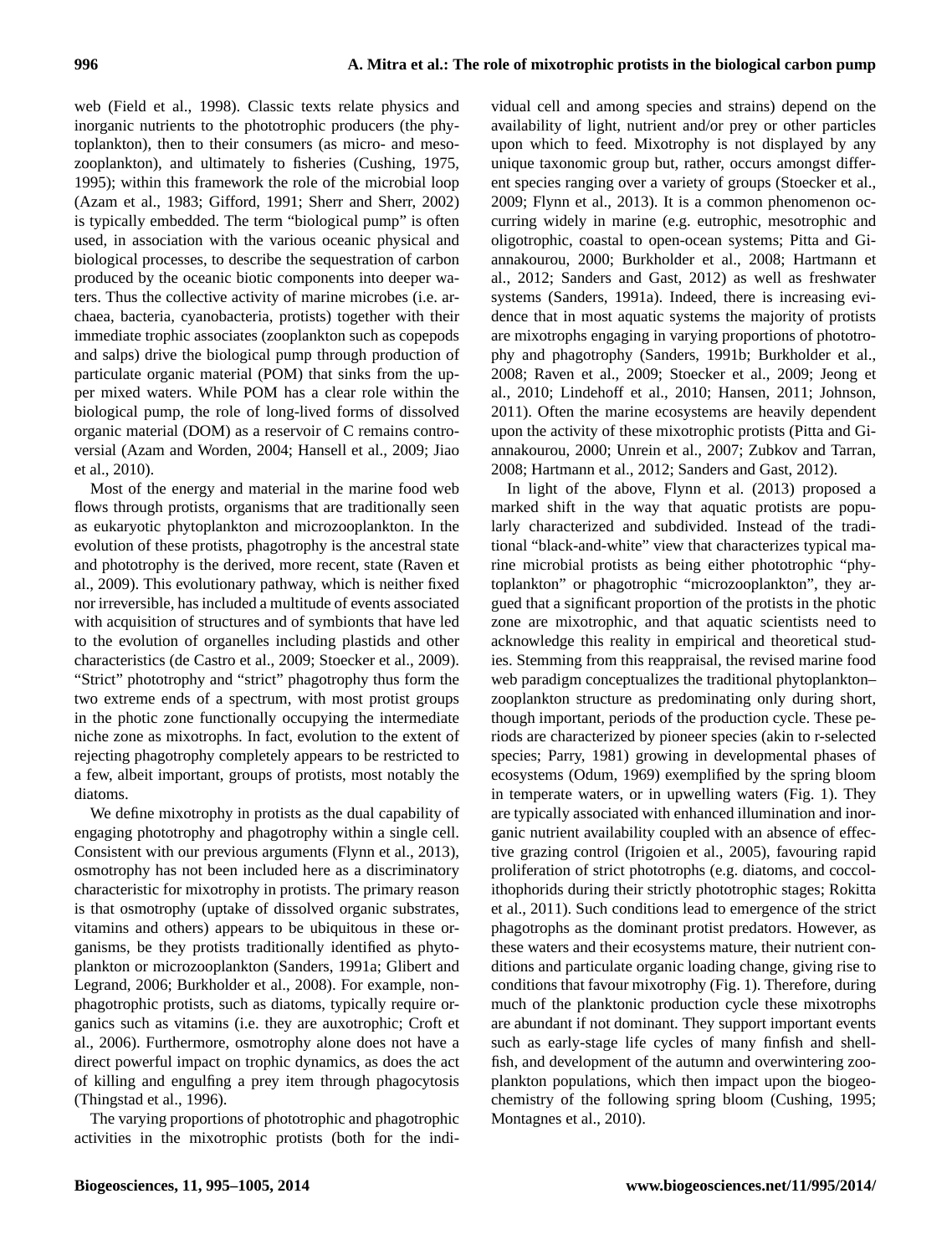web (Field et al., 1998). Classic texts relate physics and inorganic nutrients to the phototrophic producers (the phytoplankton), then to their consumers (as micro- and mesozooplankton), and ultimately to fisheries (Cushing, 1975, 1995); within this framework the role of the microbial loop (Azam et al., 1983; Gifford, 1991; Sherr and Sherr, 2002) is typically embedded. The term "biological pump" is often used, in association with the various oceanic physical and biological processes, to describe the sequestration of carbon produced by the oceanic biotic components into deeper waters. Thus the collective activity of marine microbes (i.e. archaea, bacteria, cyanobacteria, protists) together with their immediate trophic associates (zooplankton such as copepods and salps) drive the biological pump through production of particulate organic material (POM) that sinks from the upper mixed waters. While POM has a clear role within the biological pump, the role of long-lived forms of dissolved organic material (DOM) as a reservoir of C remains controversial (Azam and Worden, 2004; Hansell et al., 2009; Jiao et al., 2010).

Most of the energy and material in the marine food web flows through protists, organisms that are traditionally seen as eukaryotic phytoplankton and microzooplankton. In the evolution of these protists, phagotrophy is the ancestral state and phototrophy is the derived, more recent, state (Raven et al., 2009). This evolutionary pathway, which is neither fixed nor irreversible, has included a multitude of events associated with acquisition of structures and of symbionts that have led to the evolution of organelles including plastids and other characteristics (de Castro et al., 2009; Stoecker et al., 2009). "Strict" phototrophy and "strict" phagotrophy thus form the two extreme ends of a spectrum, with most protist groups in the photic zone functionally occupying the intermediate niche zone as mixotrophs. In fact, evolution to the extent of rejecting phagotrophy completely appears to be restricted to a few, albeit important, groups of protists, most notably the diatoms.

We define mixotrophy in protists as the dual capability of engaging phototrophy and phagotrophy within a single cell. Consistent with our previous arguments (Flynn et al., 2013), osmotrophy has not been included here as a discriminatory characteristic for mixotrophy in protists. The primary reason is that osmotrophy (uptake of dissolved organic substrates, vitamins and others) appears to be ubiquitous in these organisms, be they protists traditionally identified as phytoplankton or microzooplankton (Sanders, 1991a; Glibert and Legrand, 2006; Burkholder et al., 2008). For example, non-phagotrophic protists, such as diatoms, typically require organics such as vitamins (i.e. they are auxotrophic; Croft et al., 2006). Furthermore, osmotrophy alone does not have a direct powerful impact on trophic dynamics, as does the act of killing and engulfing a prey item through phagocytosis (Thingstad et al., 1996).

The varying proportions of phototrophic and phagotrophic activities in the mixotrophic protists (both for the individual cell and among species and strains) depend on the availability of light, nutrient and/or prey or other particles upon which to feed. Mixotrophy is not displayed by any unique taxonomic group but, rather, occurs amongst different species ranging over a variety of groups (Stoecker et al., 2009; Flynn et al., 2013). It is a common phenomenon occurring widely in marine (e.g. eutrophic, mesotrophic and oligotrophic, coastal to open-ocean systems; Pitta and Giannakourou, 2000; Burkholder et al., 2008; Hartmann et al., 2012; Sanders and Gast, 2012) as well as freshwater systems (Sanders, 1991a). Indeed, there is increasing evidence that in most aquatic systems the majority of protists are mixotrophs engaging in varying proportions of phototrophy and phagotrophy (Sanders, 1991b; Burkholder et al., 2008; Raven et al., 2009; Stoecker et al., 2009; Jeong et al., 2010; Lindehoff et al., 2010; Hansen, 2011; Johnson, 2011). Often the marine ecosystems are heavily dependent upon the activity of these mixotrophic protists (Pitta and Giannakourou, 2000; Unrein et al., 2007; Zubkov and Tarran, 2008; Hartmann et al., 2012; Sanders and Gast, 2012).

In light of the above, Flynn et al. (2013) proposed a marked shift in the way that aquatic protists are popularly characterized and subdivided. Instead of the traditional "black-and-white" view that characterizes typical marine microbial protists as being either phototrophic "phytoplankton" or phagotrophic "microzooplankton", they argued that a significant proportion of the protists in the photic zone are mixotrophic, and that aquatic scientists need to acknowledge this reality in empirical and theoretical studies. Stemming from this reappraisal, the revised marine food web paradigm conceptualizes the traditional phytoplankton–zooplankton structure as predominating only during short, though important, periods of the production cycle. These periods are characterized by pioneer species (akin to r-selected species; Parry, 1981) growing in developmental phases of ecosystems (Odum, 1969) exemplified by the spring bloom in temperate waters, or in upwelling waters (Fig. 1). They are typically associated with enhanced illumination and inorganic nutrient availability coupled with an absence of effective grazing control (Irigoien et al., 2005), favouring rapid proliferation of strict phototrophs (e.g. diatoms, and coccolithophorids during their strictly phototrophic stages; Rokitta et al., 2011). Such conditions lead to emergence of the strict phagotrophs as the dominant protist predators. However, as these waters and their ecosystems mature, their nutrient conditions and particulate organic loading change, giving rise to conditions that favour mixotrophy (Fig. 1). Therefore, during much of the planktonic production cycle these mixotrophs are abundant if not dominant. They support important events such as early-stage life cycles of many finfish and shellfish, and development of the autumn and overwintering zooplankton populations, which then impact upon the biogeochemistry of the following spring bloom (Cushing, 1995; Montagnes et al., 2010).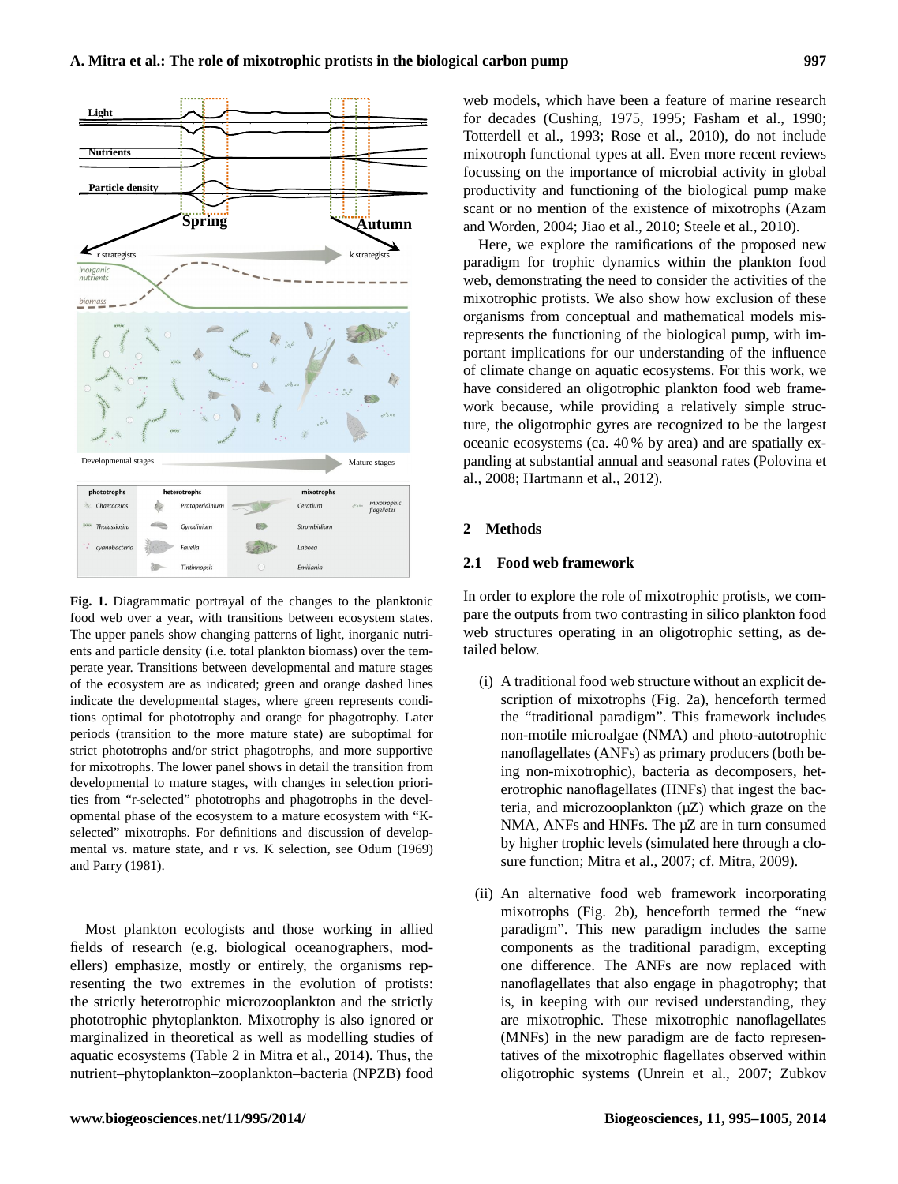**Fig. 1.** Diagrammatic portrayal of the changes to the planktonic food web over a year, with transitions between ecosystem states. The upper panels show changing patterns of light, inorganic nutrients and particle density (i.e. total plankton biomass) over the temperate year. Transitions between developmental and mature stages of the ecosystem are as indicated; green and orange dashed lines indicate the developmental stages, where green represents conditions optimal for phototrophy and orange for phagotrophy. Later periods (transition to the more mature state) are suboptimal for strict phototrophs and/or strict phagotrophs, and more supportive for mixotrophs. The lower panel shows in detail the transition from developmental to mature stages, with changes in selection priorities from "r-selected" phototrophs and phagotrophs in the developmental phase of the ecosystem to a mature ecosystem with "K-selected" mixotrophs. For definitions and discussion of developmental vs. mature state, and r vs. K selection, see Odum (1969) and Parry (1981).

Most plankton ecologists and those working in allied fields of research (e.g. biological oceanographers, modellers) emphasize, mostly or entirely, the organisms representing the two extremes in the evolution of protists: the strictly heterotrophic microzooplankton and the strictly phototrophic phytoplankton. Mixotrophy is also ignored or marginalized in theoretical as well as modelling studies of aquatic ecosystems (Table 2 in Mitra et al., 2014). Thus, the nutrient–phytoplankton–zooplankton–bacteria (NPZB) food web models, which have been a feature of marine research for decades (Cushing, 1975, 1995; Fasham et al., 1990; Totterdell et al., 1993; Rose et al., 2010), do not include mixotroph functional types at all. Even more recent reviews focussing on the importance of microbial activity in global productivity and functioning of the biological pump make scant or no mention of the existence of mixotrophs (Azam and Worden, 2004; Jiao et al., 2010; Steele et al., 2010).

Here, we explore the ramifications of the proposed new paradigm for trophic dynamics within the plankton food web, demonstrating the need to consider the activities of the mixotrophic protists. We also show how exclusion of these organisms from conceptual and mathematical models misrepresents the functioning of the biological pump, with important implications for our understanding of the influence of climate change on aquatic ecosystems. For this work, we have considered an oligotrophic plankton food web framework because, while providing a relatively simple structure, the oligotrophic gyres are recognized to be the largest oceanic ecosystems (ca. 40 % by area) and are spatially expanding at substantial annual and seasonal rates (Polovina et al., 2008; Hartmann et al., 2012).

## 2 Methods

### 2.1 Food web framework

In order to explore the role of mixotrophic protists, we compare the outputs from two contrasting in silico plankton food web structures operating in an oligotrophic setting, as detailed below.

(i) A traditional food web structure without an explicit description of mixotrophs (Fig. 2a), henceforth termed the "traditional paradigm". This framework includes non-motile microalgae (NMA) and photo-autotrophic nanoflagellates (ANFs) as primary producers (both being non-mixotrophic), bacteria as decomposers, heterotrophic nanoflagellates (HNFs) that ingest the bacteria, and microzooplankton (µZ) which graze on the NMA, ANFs and HNFs. The µZ are in turn consumed by higher trophic levels (simulated here through a closure function; Mitra et al., 2007; cf. Mitra, 2009).

(ii) An alternative food web framework incorporating mixotrophs (Fig. 2b), henceforth termed the "new paradigm". This new paradigm includes the same components as the traditional paradigm, excepting one difference. The ANFs are now replaced with nanoflagellates that also engage in phagotrophy; that is, in keeping with our revised understanding, they are mixotrophic. These mixotrophic nanoflagellates (MNFs) in the new paradigm are de facto representatives of the mixotrophic flagellates observed within oligotrophic systems (Unrein et al., 2007; Zubkov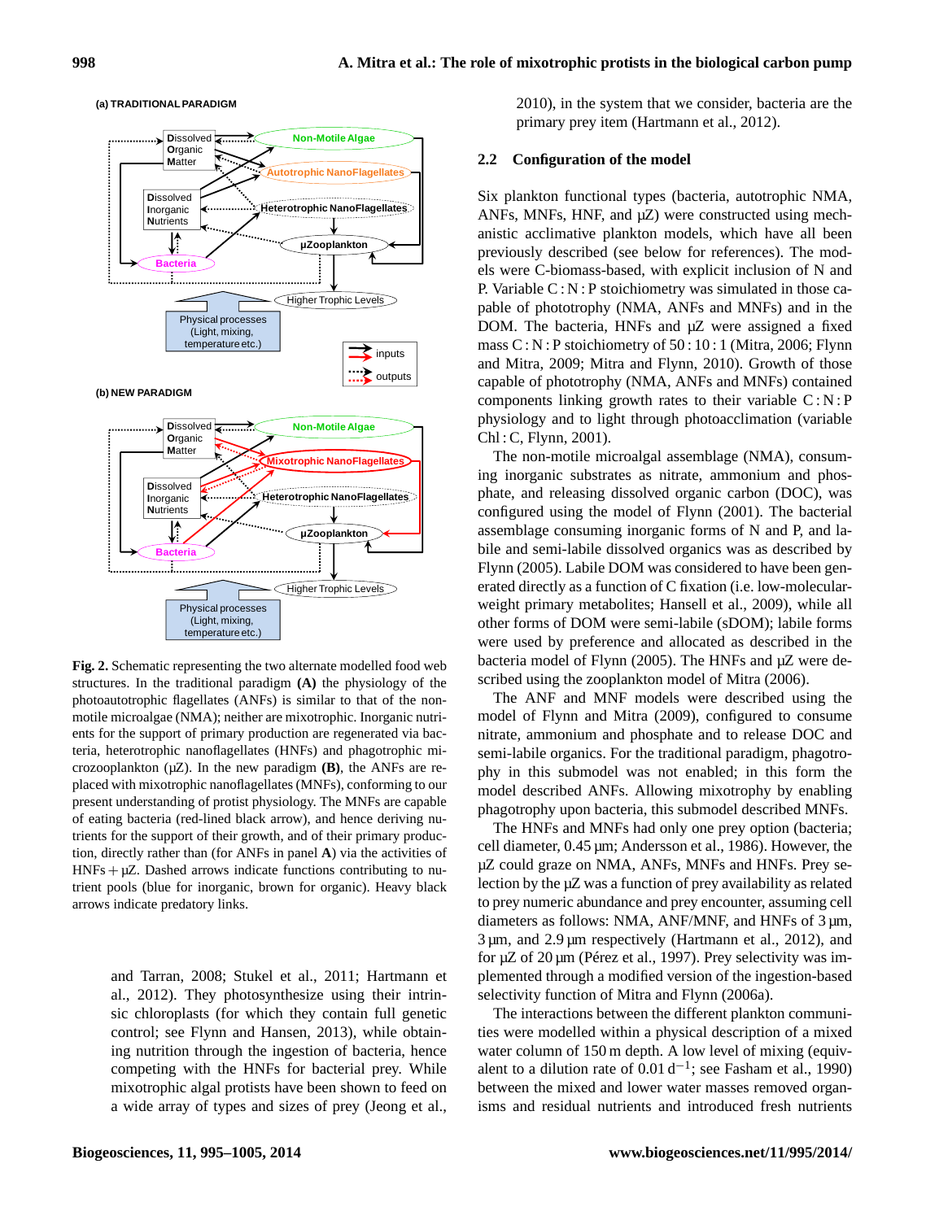**Fig. 2.** Schematic representing the two alternate modelled food web structures. In the traditional paradigm **(A)** the physiology of the photoautotrophic flagellates (ANFs) is similar to that of the non-motile microalgae (NMA); neither are mixotrophic. Inorganic nutrients for the support of primary production are regenerated via bacteria, heterotrophic nanoflagellates (HNFs) and phagotrophic microzooplankton (µZ). In the new paradigm **(B)**, the ANFs are replaced with mixotrophic nanoflagellates (MNFs), conforming to our present understanding of protist physiology. The MNFs are capable of eating bacteria (red-lined black arrow), and hence deriving nutrients for the support of their growth, and of their primary production, directly rather than (for ANFs in panel **A**) via the activities of HNFs + µZ. Dashed arrows indicate functions contributing to nutrient pools (blue for inorganic, brown for organic). Heavy black arrows indicate predatory links.

and Tarran, 2008; Stukel et al., 2011; Hartmann et al., 2012). They photosynthesize using their intrinsic chloroplasts (for which they contain full genetic control; see Flynn and Hansen, 2013), while obtaining nutrition through the ingestion of bacteria, hence competing with the HNFs for bacterial prey. While mixotrophic algal protists have been shown to feed on a wide array of types and sizes of prey (Jeong et al., 2010), in the system that we consider, bacteria are the primary prey item (Hartmann et al., 2012).

## 2.2 Configuration of the model

Six plankton functional types (bacteria, autotrophic NMA, ANFs, MNFs, HNF, and µZ) were constructed using mechanistic acclimative plankton models, which have all been previously described (see below for references). The models were C-biomass-based, with explicit inclusion of N and P. Variable C : N : P stoichiometry was simulated in those capable of phototrophy (NMA, ANFs and MNFs) and in the DOM. The bacteria, HNFs and µZ were assigned a fixed mass C : N : P stoichiometry of 50 : 10 : 1 (Mitra, 2006; Flynn and Mitra, 2009; Mitra and Flynn, 2010). Growth of those capable of phototrophy (NMA, ANFs and MNFs) contained components linking growth rates to their variable C : N : P physiology and to light through photoacclimation (variable Chl : C, Flynn, 2001).

The non-motile microalgal assemblage (NMA), consuming inorganic substrates as nitrate, ammonium and phosphate, and releasing dissolved organic carbon (DOC), was configured using the model of Flynn (2001). The bacterial assemblage consuming inorganic forms of N and P, and labile and semi-labile dissolved organics was as described by Flynn (2005). Labile DOM was considered to have been generated directly as a function of C fixation (i.e. low-molecular-weight primary metabolites; Hansell et al., 2009), while all other forms of DOM were semi-labile (sDOM); labile forms were used by preference and allocated as described in the bacteria model of Flynn (2005). The HNFs and µZ were described using the zooplankton model of Mitra (2006).

The ANF and MNF models were described using the model of Flynn and Mitra (2009), configured to consume nitrate, ammonium and phosphate and to release DOC and semi-labile organics. For the traditional paradigm, phagotrophy in this submodel was not enabled; in this form the model described ANFs. Allowing mixotrophy by enabling phagotrophy upon bacteria, this submodel described MNFs.

The HNFs and MNFs had only one prey option (bacteria; cell diameter, 0.45 µm; Andersson et al., 1986). However, the µZ could graze on NMA, ANFs, MNFs and HNFs. Prey selection by the µZ was a function of prey availability as related to prey numeric abundance and prey encounter, assuming cell diameters as follows: NMA, ANF/MNF, and HNFs of 3 µm, 3 µm, and 2.9 µm respectively (Hartmann et al., 2012), and for µZ of 20 µm (Pérez et al., 1997). Prey selectivity was implemented through a modified version of the ingestion-based selectivity function of Mitra and Flynn (2006a).

The interactions between the different plankton communities were modelled within a physical description of a mixed water column of 150 m depth. A low level of mixing (equivalent to a dilution rate of $0.01\ d^{-1}$; see Fasham et al., 1990) between the mixed and lower water masses removed organisms and residual nutrients and introduced fresh nutrients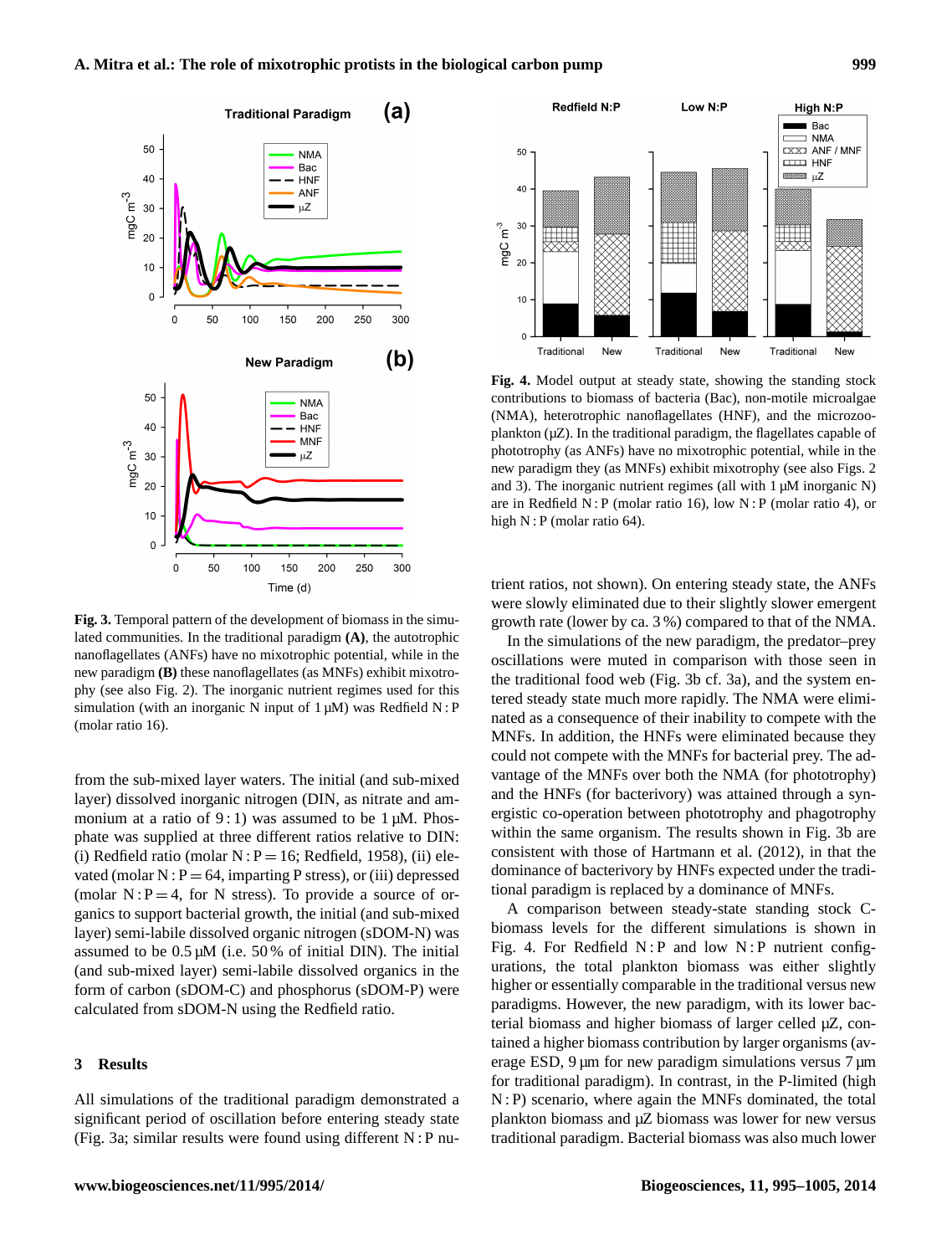**Fig. 3.** Temporal pattern of the development of biomass in the simulated communities. In the traditional paradigm **(A)**, the autotrophic nanoflagellates (ANFs) have no mixotrophic potential, while in the new paradigm **(B)** these nanoflagellates (as MNFs) exhibit mixotrophy (see also Fig. 2). The inorganic nutrient regimes used for this simulation (with an inorganic N input of 1 µM) was Redfield N : P (molar ratio 16).

from the sub-mixed layer waters. The initial (and sub-mixed layer) dissolved inorganic nitrogen (DIN, as nitrate and ammonium at a ratio of 9 : 1) was assumed to be 1 µM. Phosphate was supplied at three different ratios relative to DIN: (i) Redfield ratio (molar N : P = 16; Redfield, 1958), (ii) elevated (molar N : P = 64, imparting P stress), or (iii) depressed (molar N : P = 4, for N stress). To provide a source of organics to support bacterial growth, the initial (and sub-mixed layer) semi-labile dissolved organic nitrogen (sDOM-N) was assumed to be 0.5 µM (i.e. 50 % of initial DIN). The initial (and sub-mixed layer) semi-labile dissolved organics in the form of carbon (sDOM-C) and phosphorus (sDOM-P) were calculated from sDOM-N using the Redfield ratio.

## 3 Results

All simulations of the traditional paradigm demonstrated a significant period of oscillation before entering steady state (Fig. 3a; similar results were found using different N : P nutrient ratios, not shown). On entering steady state, the ANFs were slowly eliminated due to their slightly slower emergent growth rate (lower by ca. 3 %) compared to that of the NMA.

**Fig. 4.** Model output at steady state, showing the standing stock contributions to biomass of bacteria (Bac), non-motile microalgae (NMA), heterotrophic nanoflagellates (HNF), and the microzooplankton (µZ). In the traditional paradigm, the flagellates capable of phototrophy (as ANFs) have no mixotrophic potential, while in the new paradigm they (as MNFs) exhibit mixotrophy (see also Figs. 2 and 3). The inorganic nutrient regimes (all with 1 µM inorganic N) are in Redfield N : P (molar ratio 16), low N : P (molar ratio 4), or high N : P (molar ratio 64).

In the simulations of the new paradigm, the predator–prey oscillations were muted in comparison with those seen in the traditional food web (Fig. 3b cf. 3a), and the system entered steady state much more rapidly. The NMA were eliminated as a consequence of their inability to compete with the MNFs. In addition, the HNFs were eliminated because they could not compete with the MNFs for bacterial prey. The advantage of the MNFs over both the NMA (for phototrophy) and the HNFs (for bacterivory) was attained through a synergistic co-operation between phototrophy and phagotrophy within the same organism. The results shown in Fig. 3b are consistent with those of Hartmann et al. (2012), in that the dominance of bacterivory by HNFs expected under the traditional paradigm is replaced by a dominance of MNFs.

A comparison between steady-state standing stock C-biomass levels for the different simulations is shown in Fig. 4. For Redfield N : P and low N : P nutrient configurations, the total plankton biomass was either slightly higher or essentially comparable in the traditional versus new paradigms. However, the new paradigm, with its lower bacterial biomass and higher biomass of larger celled µZ, contained a higher biomass contribution by larger organisms (average ESD, 9 µm for new paradigm simulations versus 7 µm for traditional paradigm). In contrast, in the P-limited (high N : P) scenario, where again the MNFs dominated, the total plankton biomass and µZ biomass was lower for new versus traditional paradigm. Bacterial biomass was also much lower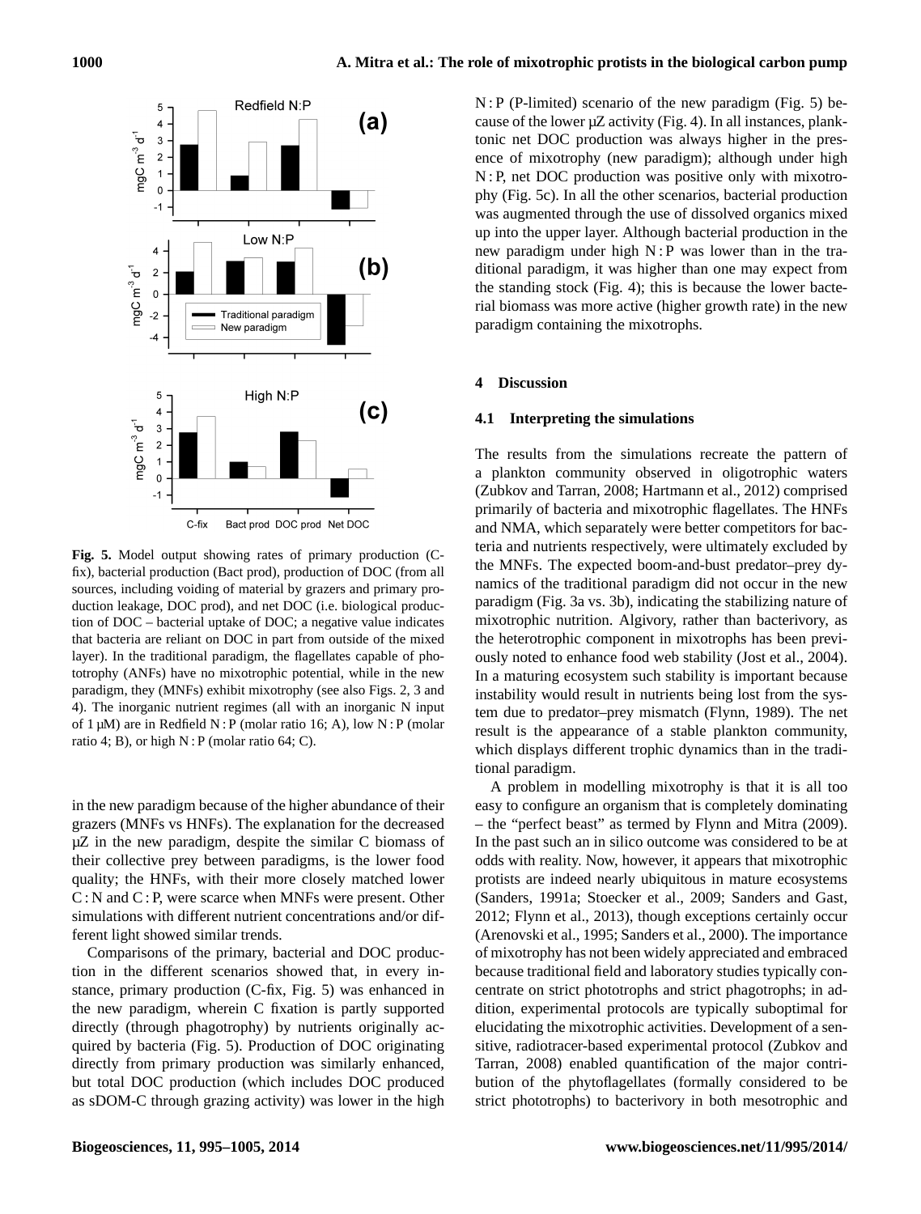**Fig. 5.** Model output showing rates of primary production (C-fix), bacterial production (Bact prod), production of DOC (from all sources, including voiding of material by grazers and primary production leakage, DOC prod), and net DOC (i.e. biological production of DOC – bacterial uptake of DOC; a negative value indicates that bacteria are reliant on DOC in part from outside of the mixed layer). In the traditional paradigm, the flagellates capable of phototrophy (ANFs) have no mixotrophic potential, while in the new paradigm, they (MNFs) exhibit mixotrophy (see also Figs. 2, 3 and 4). The inorganic nutrient regimes (all with an inorganic N input of 1 μM) are in Redfield N : P (molar ratio 16; A), low N : P (molar ratio 4; B), or high N : P (molar ratio 64; C).

in the new paradigm because of the higher abundance of their grazers (MNFs vs HNFs). The explanation for the decreased μZ in the new paradigm, despite the similar C biomass of their collective prey between paradigms, is the lower food quality; the HNFs, with their more closely matched lower C : N and C : P, were scarce when MNFs were present. Other simulations with different nutrient concentrations and/or different light showed similar trends.

Comparisons of the primary, bacterial and DOC production in the different scenarios showed that, in every instance, primary production (C-fix, Fig. 5) was enhanced in the new paradigm, wherein C fixation is partly supported directly (through phagotrophy) by nutrients originally acquired by bacteria (Fig. 5). Production of DOC originating directly from primary production was similarly enhanced, but total DOC production (which includes DOC produced as sDOM-C through grazing activity) was lower in the high N : P (P-limited) scenario of the new paradigm (Fig. 5) because of the lower μZ activity (Fig. 4). In all instances, planktonic net DOC production was always higher in the presence of mixotrophy (new paradigm); although under high N : P, net DOC production was positive only with mixotrophy (Fig. 5c). In all the other scenarios, bacterial production was augmented through the use of dissolved organics mixed up into the upper layer. Although bacterial production in the new paradigm under high N : P was lower than in the traditional paradigm, it was higher than one may expect from the standing stock (Fig. 4); this is because the lower bacterial biomass was more active (higher growth rate) in the new paradigm containing the mixotrophs.

## 4 Discussion

### 4.1 Interpreting the simulations

The results from the simulations recreate the pattern of a plankton community observed in oligotrophic waters (Zubkov and Tarran, 2008; Hartmann et al., 2012) comprised primarily of bacteria and mixotrophic flagellates. The HNFs and NMA, which separately were better competitors for bacteria and nutrients respectively, were ultimately excluded by the MNFs. The expected boom-and-bust predator–prey dynamics of the traditional paradigm did not occur in the new paradigm (Fig. 3a vs. 3b), indicating the stabilizing nature of mixotrophic nutrition. Algivory, rather than bacterivory, as the heterotrophic component in mixotrophs has been previously noted to enhance food web stability (Jost et al., 2004). In a maturing ecosystem such stability is important because instability would result in nutrients being lost from the system due to predator–prey mismatch (Flynn, 1989). The net result is the appearance of a stable plankton community, which displays different trophic dynamics than in the traditional paradigm.

A problem in modelling mixotrophy is that it is all too easy to configure an organism that is completely dominating – the "perfect beast" as termed by Flynn and Mitra (2009). In the past such an in silico outcome was considered to be at odds with reality. Now, however, it appears that mixotrophic protists are indeed nearly ubiquitous in mature ecosystems (Sanders, 1991a; Stoecker et al., 2009; Sanders and Gast, 2012; Flynn et al., 2013), though exceptions certainly occur (Arenovski et al., 1995; Sanders et al., 2000). The importance of mixotrophy has not been widely appreciated and embraced because traditional field and laboratory studies typically concentrate on strict phototrophs and strict phagotrophs; in addition, experimental protocols are typically suboptimal for elucidating the mixotrophic activities. Development of a sensitive, radiotracer-based experimental protocol (Zubkov and Tarran, 2008) enabled quantification of the major contribution of the phytoflagellates (formally considered to be strict phototrophs) to bacterivory in both mesotrophic and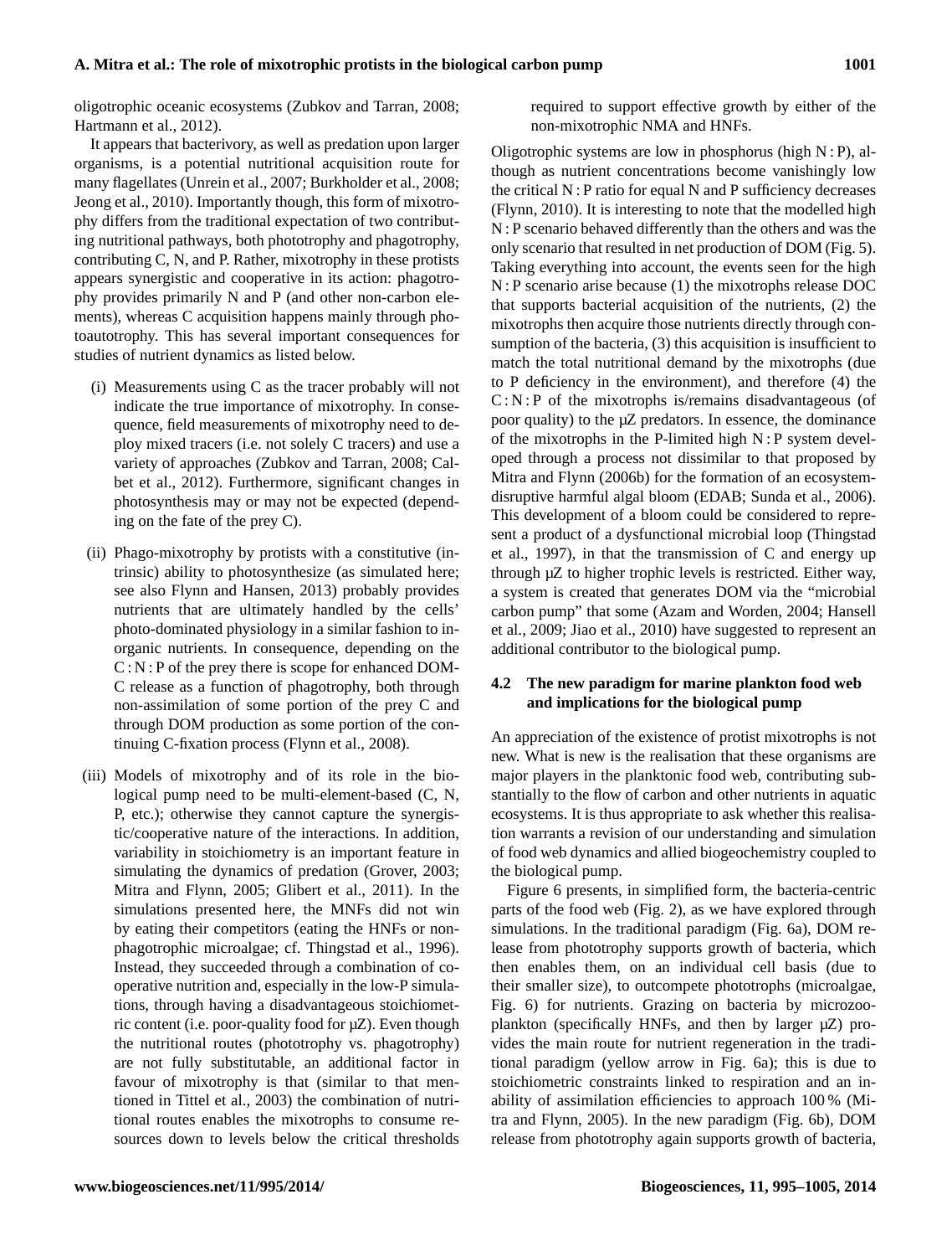oligotrophic oceanic ecosystems (Zubkov and Tarran, 2008; Hartmann et al., 2012).

It appears that bacterivory, as well as predation upon larger organisms, is a potential nutritional acquisition route for many flagellates (Unrein et al., 2007; Burkholder et al., 2008; Jeong et al., 2010). Importantly though, this form of mixotrophy differs from the traditional expectation of two contributing nutritional pathways, both phototrophy and phagotrophy, contributing C, N, and P. Rather, mixotrophy in these protists appears synergistic and cooperative in its action: phagotrophy provides primarily N and P (and other non-carbon elements), whereas C acquisition happens mainly through photoautotrophy. This has several important consequences for studies of nutrient dynamics as listed below.

- (i) Measurements using C as the tracer probably will not indicate the true importance of mixotrophy. In consequence, field measurements of mixotrophy need to deploy mixed tracers (i.e. not solely C tracers) and use a variety of approaches (Zubkov and Tarran, 2008; Calbet et al., 2012). Furthermore, significant changes in photosynthesis may or may not be expected (depending on the fate of the prey C).
- (ii) Phago-mixotrophy by protists with a constitutive (intrinsic) ability to photosynthesize (as simulated here; see also Flynn and Hansen, 2013) probably provides nutrients that are ultimately handled by the cells' photo-dominated physiology in a similar fashion to inorganic nutrients. In consequence, depending on the C : N : P of the prey there is scope for enhanced DOM-C release as a function of phagotrophy, both through non-assimilation of some portion of the prey C and through DOM production as some portion of the continuing C-fixation process (Flynn et al., 2008).
- (iii) Models of mixotrophy and of its role in the biological pump need to be multi-element-based (C, N, P, etc.); otherwise they cannot capture the synergistic/cooperative nature of the interactions. In addition, variability in stoichiometry is an important feature in simulating the dynamics of predation (Grover, 2003; Mitra and Flynn, 2005; Glibert et al., 2011). In the simulations presented here, the MNFs did not win by eating their competitors (eating the HNFs or non-phagotrophic microalgae; cf. Thingstad et al., 1996). Instead, they succeeded through a combination of cooperative nutrition and, especially in the low-P simulations, through having a disadvantageous stoichiometric content (i.e. poor-quality food for µZ). Even though the nutritional routes (phototrophy vs. phagotrophy) are not fully substitutable, an additional factor in favour of mixotrophy is that (similar to that mentioned in Tittel et al., 2003) the combination of nutritional routes enables the mixotrophs to consume resources down to levels below the critical thresholds required to support effective growth by either of the non-mixotrophic NMA and HNFs.

Oligotrophic systems are low in phosphorus (high N : P), although as nutrient concentrations become vanishingly low the critical N : P ratio for equal N and P sufficiency decreases (Flynn, 2010). It is interesting to note that the modelled high N : P scenario behaved differently than the others and was the only scenario that resulted in net production of DOM (Fig. 5). Taking everything into account, the events seen for the high N : P scenario arise because (1) the mixotrophs release DOC that supports bacterial acquisition of the nutrients, (2) the mixotrophs then acquire those nutrients directly through consumption of the bacteria, (3) this acquisition is insufficient to match the total nutritional demand by the mixotrophs (due to P deficiency in the environment), and therefore (4) the C : N : P of the mixotrophs is/remains disadvantageous (of poor quality) to the µZ predators. In essence, the dominance of the mixotrophs in the P-limited high N : P system developed through a process not dissimilar to that proposed by Mitra and Flynn (2006b) for the formation of an ecosystem-disruptive harmful algal bloom (EDAB; Sunda et al., 2006). This development of a bloom could be considered to represent a product of a dysfunctional microbial loop (Thingstad et al., 1997), in that the transmission of C and energy up through µZ to higher trophic levels is restricted. Either way, a system is created that generates DOM via the "microbial carbon pump" that some (Azam and Worden, 2004; Hansell et al., 2009; Jiao et al., 2010) have suggested to represent an additional contributor to the biological pump.

### 4.2 The new paradigm for marine plankton food web and implications for the biological pump

An appreciation of the existence of protist mixotrophs is not new. What is new is the realisation that these organisms are major players in the planktonic food web, contributing substantially to the flow of carbon and other nutrients in aquatic ecosystems. It is thus appropriate to ask whether this realisation warrants a revision of our understanding and simulation of food web dynamics and allied biogeochemistry coupled to the biological pump.

Figure 6 presents, in simplified form, the bacteria-centric parts of the food web (Fig. 2), as we have explored through simulations. In the traditional paradigm (Fig. 6a), DOM release from phototrophy supports growth of bacteria, which then enables them, on an individual cell basis (due to their smaller size), to outcompete phototrophs (microalgae, Fig. 6) for nutrients. Grazing on bacteria by microzooplankton (specifically HNFs, and then by larger µZ) provides the main route for nutrient regeneration in the traditional paradigm (yellow arrow in Fig. 6a); this is due to stoichiometric constraints linked to respiration and an inability of assimilation efficiencies to approach 100 % (Mitra and Flynn, 2005). In the new paradigm (Fig. 6b), DOM release from phototrophy again supports growth of bacteria,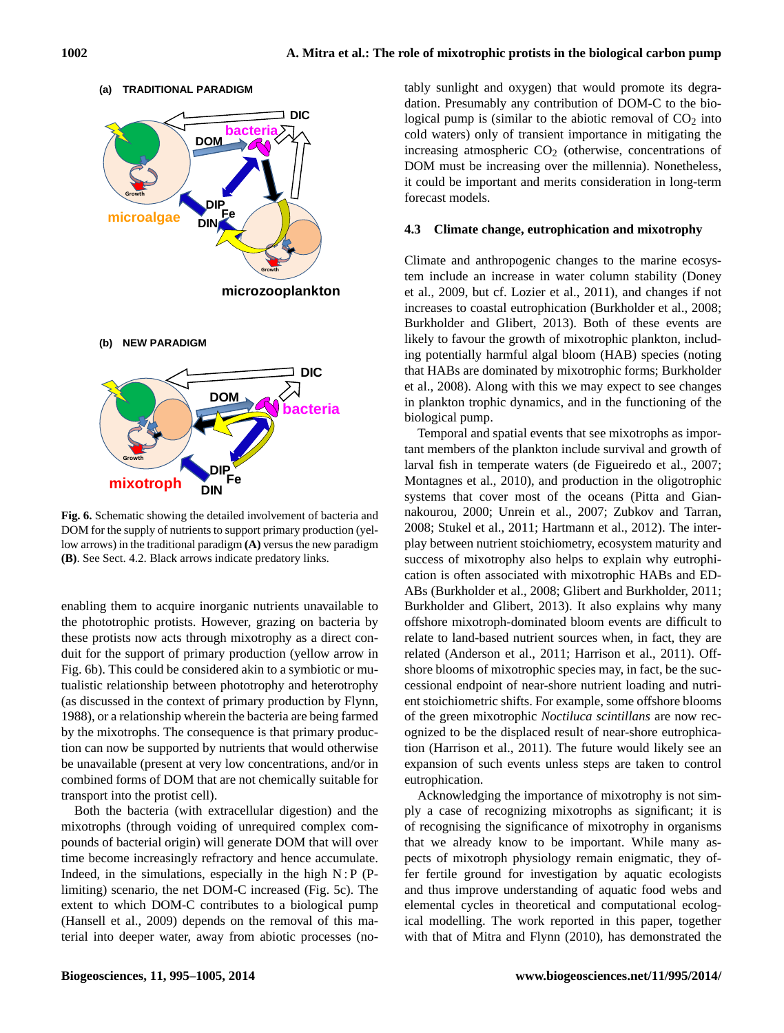**Fig. 6.** Schematic showing the detailed involvement of bacteria and DOM for the supply of nutrients to support primary production (yellow arrows) in the traditional paradigm **(A)** versus the new paradigm **(B)**. See Sect. 4.2. Black arrows indicate predatory links.

enabling them to acquire inorganic nutrients unavailable to the phototrophic protists. However, grazing on bacteria by these protists now acts through mixotrophy as a direct conduit for the support of primary production (yellow arrow in Fig. 6b). This could be considered akin to a symbiotic or mutualistic relationship between phototrophy and heterotrophy (as discussed in the context of primary production by Flynn, 1988), or a relationship wherein the bacteria are being farmed by the mixotrophs. The consequence is that primary production can now be supported by nutrients that would otherwise be unavailable (present at very low concentrations, and/or in combined forms of DOM that are not chemically suitable for transport into the protist cell).

Both the bacteria (with extracellular digestion) and the mixotrophs (through voiding of unrequired complex compounds of bacterial origin) will generate DOM that will over time become increasingly refractory and hence accumulate. Indeed, in the simulations, especially in the high N : P (P-limiting) scenario, the net DOM-C increased (Fig. 5c). The extent to which DOM-C contributes to a biological pump (Hansell et al., 2009) depends on the removal of this material into deeper water, away from abiotic processes (notably sunlight and oxygen) that would promote its degradation. Presumably any contribution of DOM-C to the biological pump is (similar to the abiotic removal of $CO_2$ into cold waters) only of transient importance in mitigating the increasing atmospheric $CO_2$ (otherwise, concentrations of DOM must be increasing over the millennia). Nonetheless, it could be important and merits consideration in long-term forecast models.

### 4.3 Climate change, eutrophication and mixotrophy

Climate and anthropogenic changes to the marine ecosystem include an increase in water column stability (Doney et al., 2009, but cf. Lozier et al., 2011), and changes if not increases to coastal eutrophication (Burkholder et al., 2008; Burkholder and Glibert, 2013). Both of these events are likely to favour the growth of mixotrophic plankton, including potentially harmful algal bloom (HAB) species (noting that HABs are dominated by mixotrophic forms; Burkholder et al., 2008). Along with this we may expect to see changes in plankton trophic dynamics, and in the functioning of the biological pump.

Temporal and spatial events that see mixotrophs as important members of the plankton include survival and growth of larval fish in temperate waters (de Figueiredo et al., 2007; Montagnes et al., 2010), and production in the oligotrophic systems that cover most of the oceans (Pitta and Giannakourou, 2000; Unrein et al., 2007; Zubkov and Tarran, 2008; Stukel et al., 2011; Hartmann et al., 2012). The interplay between nutrient stoichiometry, ecosystem maturity and success of mixotrophy also helps to explain why eutrophication is often associated with mixotrophic HABs and EDABs (Burkholder et al., 2008; Glibert and Burkholder, 2011; Burkholder and Glibert, 2013). It also explains why many offshore mixotroph-dominated bloom events are difficult to relate to land-based nutrient sources when, in fact, they are related (Anderson et al., 2011; Harrison et al., 2011). Offshore blooms of mixotrophic species may, in fact, be the successional endpoint of near-shore nutrient loading and nutrient stoichiometric shifts. For example, some offshore blooms of the green mixotroph *Noctiluca scintillans* are now recognized to be the displaced result of near-shore eutrophication (Harrison et al., 2011). The future would likely see an expansion of such events unless steps are taken to control eutrophication.

Acknowledging the importance of mixotrophy is not simply a case of recognizing mixotrophs as significant; it is of recognising the significance of mixotrophy in organisms that we already know to be important. While many aspects of mixotroph physiology remain enigmatic, they offer fertile ground for investigation by aquatic ecologists and thus improve understanding of aquatic food webs and elemental cycles in theoretical and computational ecological modelling. The work reported in this paper, together with that of Mitra and Flynn (2010), has demonstrated the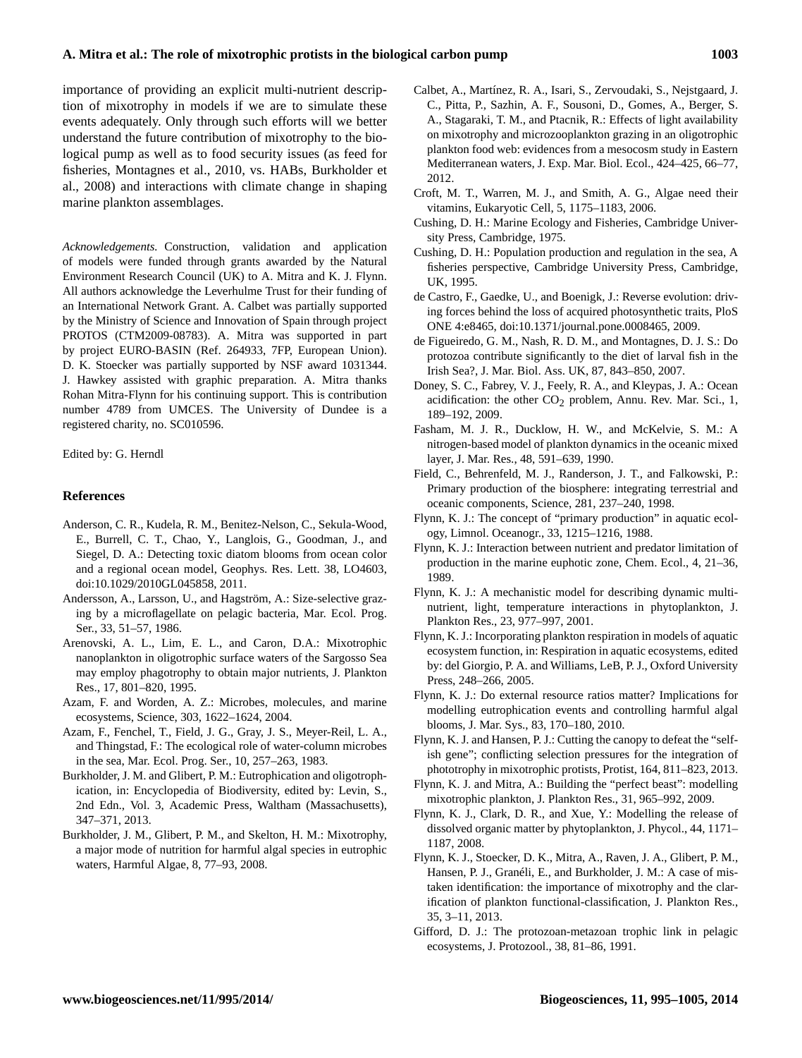importance of providing an explicit multi-nutrient description of mixotrophy in models if we are to simulate these events adequately. Only through such efforts will we better understand the future contribution of mixotrophy to the biological pump as well as to food security issues (as feed for fisheries, Montagnes et al., 2010, vs. HABs, Burkholder et al., 2008) and interactions with climate change in shaping marine plankton assemblages.

*Acknowledgements.* Construction, validation and application of models were funded through grants awarded by the Natural Environment Research Council (UK) to A. Mitra and K. J. Flynn. All authors acknowledge the Leverhulme Trust for their funding of an International Network Grant. A. Calbet was partially supported by the Ministry of Science and Innovation of Spain through project PROTOS (CTM2009-08783). A. Mitra was supported in part by project EURO-BASIN (Ref. 264933, 7FP, European Union). D. K. Stoecker was partially supported by NSF award 1031344. J. Hawkey assisted with graphic preparation. A. Mitra thanks Rohan Mitra-Flynn for his continuing support. This is contribution number 4789 from UMCES. The University of Dundee is a registered charity, no. SC010596.

Edited by: G. Herndl

## References

Anderson, C. R., Kudela, R. M., Benitez-Nelson, C., Sekula-Wood, E., Burrell, C. T., Chao, Y., Langlois, G., Goodman, J., and Siegel, D. A.: Detecting toxic diatom blooms from ocean color and a regional ocean model, Geophys. Res. Lett. 38, LO4603, doi:10.1029/2010GL045858, 2011.

Andersson, A., Larsson, U., and Hagström, A.: Size-selective grazing by a microflagellate on pelagic bacteria, Mar. Ecol. Prog. Ser., 33, 51–57, 1986.

Arenovski, A. L., Lim, E. L., and Caron, D.A.: Mixotrophic nanoplankton in oligotrophic surface waters of the Sargosso Sea may employ phagotrophy to obtain major nutrients, J. Plankton Res., 17, 801–820, 1995.

Azam, F. and Worden, A. Z.: Microbes, molecules, and marine ecosystems, Science, 303, 1622–1624, 2004.

Azam, F., Fenchel, T., Field, J. G., Gray, J. S., Meyer-Reil, L. A., and Thingstad, F.: The ecological role of water-column microbes in the sea, Mar. Ecol. Prog. Ser., 10, 257–263, 1983.

Burkholder, J. M. and Glibert, P. M.: Eutrophication and oligotrophication, in: Encyclopedia of Biodiversity, edited by: Levin, S., 2nd Edn., Vol. 3, Academic Press, Waltham (Massachusetts), 347–371, 2013.

Burkholder, J. M., Glibert, P. M., and Skelton, H. M.: Mixotrophy, a major mode of nutrition for harmful algal species in eutrophic waters, Harmful Algae, 8, 77–93, 2008.

Calbet, A., Martínez, R. A., Isari, S., Zervoudaki, S., Nejstgaard, J. C., Pitta, P., Sazhin, A. F., Sousoni, D., Gomes, A., Berger, S. A., Stagaraki, T. M., and Ptacnik, R.: Effects of light availability on mixotrophy and microzooplankton grazing in an oligotrophic plankton food web: evidences from a mesocosm study in Eastern Mediterranean waters, J. Exp. Mar. Biol. Ecol., 424–425, 66–77, 2012.

Croft, M. T., Warren, M. J., and Smith, A. G., Algae need their vitamins, Eukaryotic Cell, 5, 1175–1183, 2006.

Cushing, D. H.: Marine Ecology and Fisheries, Cambridge University Press, Cambridge, 1975.

Cushing, D. H.: Population production and regulation in the sea, A fisheries perspective, Cambridge University Press, Cambridge, UK, 1995.

de Castro, F., Gaedke, U., and Boenigk, J.: Reverse evolution: driving forces behind the loss of acquired photosynthetic traits, PloS ONE 4:e8465, doi:10.1371/journal.pone.0008465, 2009.

de Figueiredo, G. M., Nash, R. D. M., and Montagnes, D. J. S.: Do protozoa contribute significantly to the diet of larval fish in the Irish Sea?, J. Mar. Biol. Ass. UK, 87, 843–850, 2007.

Doney, S. C., Fabrey, V. J., Feely, R. A., and Kleypas, J. A.: Ocean acidification: the other $CO_2$ problem, Annu. Rev. Mar. Sci., 1, 189–192, 2009.

Fasham, M. J. R., Ducklow, H. W., and McKelvie, S. M.: A nitrogen-based model of plankton dynamics in the oceanic mixed layer, J. Mar. Res., 48, 591–639, 1990.

Field, C., Behrenfeld, M. J., Randerson, J. T., and Falkowski, P.: Primary production of the biosphere: integrating terrestrial and oceanic components, Science, 281, 237–240, 1998.

Flynn, K. J.: The concept of "primary production" in aquatic ecology, Limnol. Oceanogr., 33, 1215–1216, 1988.

Flynn, K. J.: Interaction between nutrient and predator limitation of production in the marine euphotic zone, Chem. Ecol., 4, 21–36, 1989.

Flynn, K. J.: A mechanistic model for describing dynamic multi-nutrient, light, temperature interactions in phytoplankton, J. Plankton Res., 23, 977–997, 2001.

Flynn, K. J.: Incorporating plankton respiration in models of aquatic ecosystem function, in: Respiration in aquatic ecosystems, edited by: del Giorgio, P. A. and Williams, LeB, P. J., Oxford University Press, 248–266, 2005.

Flynn, K. J.: Do external resource ratios matter? Implications for modelling eutrophication events and controlling harmful algal blooms, J. Mar. Sys., 83, 170–180, 2010.

Flynn, K. J. and Hansen, P. J.: Cutting the canopy to defeat the "selfish gene"; conflicting selection pressures for the integration of phototrophy in mixotrophic protists, Protist, 164, 811–823, 2013.

Flynn, K. J. and Mitra, A.: Building the "perfect beast": modelling mixotrophic plankton, J. Plankton Res., 31, 965–992, 2009.

Flynn, K. J., Clark, D. R., and Xue, Y.: Modelling the release of dissolved organic matter by phytoplankton, J. Phycol., 44, 1171–1187, 2008.

Flynn, K. J., Stoecker, D. K., Mitra, A., Raven, J. A., Glibert, P. M., Hansen, P. J., Granéli, E., and Burkholder, J. M.: A case of mistaken identification: the importance of mixotrophy and the clarification of plankton functional-classification, J. Plankton Res., 35, 3–11, 2013.

Gifford, D. J.: The protozoan-metazoan trophic link in pelagic ecosystems, J. Protozool., 38, 81–86, 1991.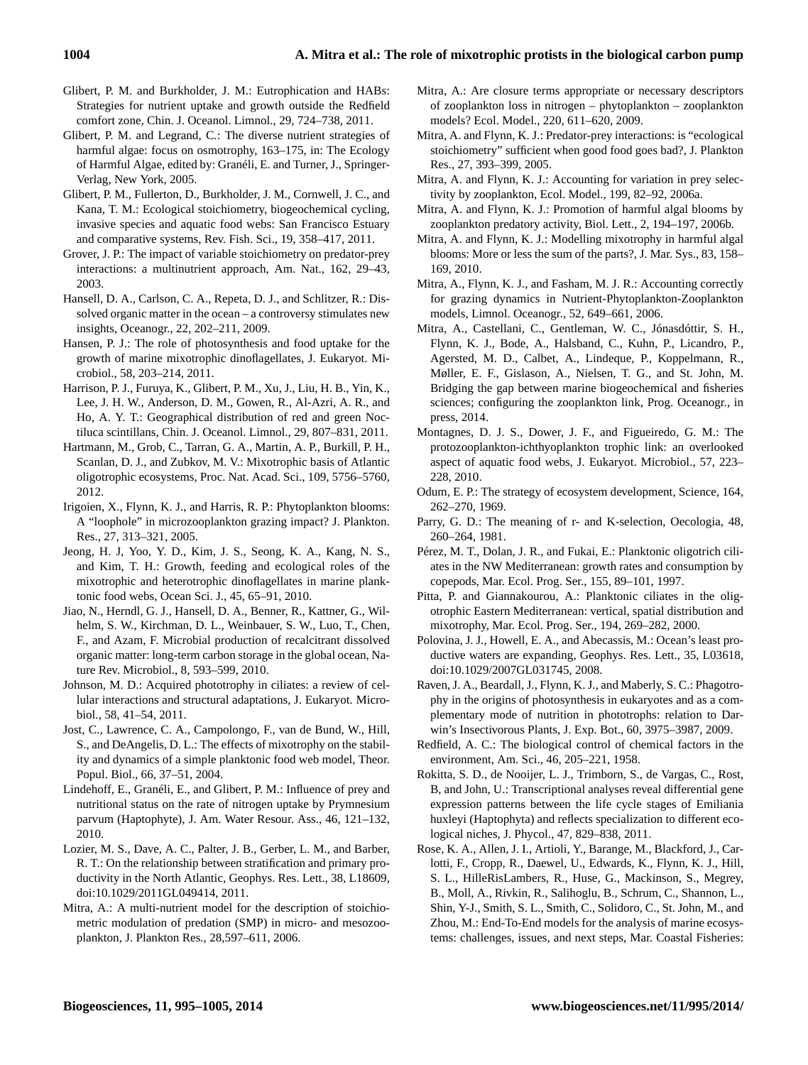Glibert, P. M. and Burkholder, J. M.: Eutrophication and HABs: Strategies for nutrient uptake and growth outside the Redfield comfort zone, Chin. J. Oceanol. Limnol., 29, 724–738, 2011.

Glibert, P. M. and Legrand, C.: The diverse nutrient strategies of harmful algae: focus on osmotrophy, 163–175, in: The Ecology of Harmful Algae, edited by: Granéli, E. and Turner, J., Springer-Verlag, New York, 2005.

Glibert, P. M., Fullerton, D., Burkholder, J. M., Cornwell, J. C., and Kana, T. M.: Ecological stoichiometry, biogeochemical cycling, invasive species and aquatic food webs: San Francisco Estuary and comparative systems, Rev. Fish. Sci., 19, 358–417, 2011.

Grover, J. P.: The impact of variable stoichiometry on predator-prey interactions: a multinutrient approach, Am. Nat., 162, 29–43, 2003.

Hansell, D. A., Carlson, C. A., Repeta, D. J., and Schlitzer, R.: Dissolved organic matter in the ocean – a controversy stimulates new insights, Oceanogr., 22, 202–211, 2009.

Hansen, P. J.: The role of photosynthesis and food uptake for the growth of marine mixotrophic dinoflagellates, J. Eukaryot. Microbiol., 58, 203–214, 2011.

Harrison, P. J., Furuya, K., Glibert, P. M., Xu, J., Liu, H. B., Yin, K., Lee, J. H. W., Anderson, D. M., Gowen, R., Al-Azri, A. R., and Ho, A. Y. T.: Geographical distribution of red and green Noctiluca scintillans, Chin. J. Oceanol. Limnol., 29, 807–831, 2011.

Hartmann, M., Grob, C., Tarran, G. A., Martin, A. P., Burkill, P. H., Scanlan, D. J., and Zubkov, M. V.: Mixotrophic basis of Atlantic oligotrophic ecosystems, Proc. Nat. Acad. Sci., 109, 5756–5760, 2012.

Irigoien, X., Flynn, K. J., and Harris, R. P.: Phytoplankton blooms: A "loophole" in microzooplankton grazing impact? J. Plankton. Res., 27, 313–321, 2005.

Jeong, H. J, Yoo, Y. D., Kim, J. S., Seong, K. A., Kang, N. S., and Kim, T. H.: Growth, feeding and ecological roles of the mixotrophic and heterotrophic dinoflagellates in marine planktonic food webs, Ocean Sci. J., 45, 65–91, 2010.

Jiao, N., Herndl, G. J., Hansell, D. A., Benner, R., Kattner, G., Wilhelm, S. W., Kirchman, D. L., Weinbauer, S. W., Luo, T., Chen, F., and Azam, F. Microbial production of recalcitrant dissolved organic matter: long-term carbon storage in the global ocean, Nature Rev. Microbiol., 8, 593–599, 2010.

Johnson, M. D.: Acquired phototrophy in ciliates: a review of cellular interactions and structural adaptations, J. Eukaryot. Microbiol., 58, 41–54, 2011.

Jost, C., Lawrence, C. A., Campolongo, F., van de Bund, W., Hill, S., and DeAngelis, D. L.: The effects of mixotrophy on the stability and dynamics of a simple planktonic food web model, Theor. Popul. Biol., 66, 37–51, 2004.

Lindehoff, E., Granéli, E., and Glibert, P. M.: Influence of prey and nutritional status on the rate of nitrogen uptake by Prymnesium parvum (Haptophyte), J. Am. Water Resour. Ass., 46, 121–132, 2010.

Lozier, M. S., Dave, A. C., Palter, J. B., Gerber, L. M., and Barber, R. T.: On the relationship between stratification and primary productivity in the North Atlantic, Geophys. Res. Lett., 38, L18609, doi:10.1029/2011GL049414, 2011.

Mitra, A.: A multi-nutrient model for the description of stoichiometric modulation of predation (SMP) in micro- and mesozooplankton, J. Plankton Res., 28,597–611, 2006.

Mitra, A.: Are closure terms appropriate or necessary descriptors of zooplankton loss in nitrogen – phytoplankton – zooplankton models? Ecol. Model., 220, 611–620, 2009.

Mitra, A. and Flynn, K. J.: Predator-prey interactions: is "ecological stoichiometry" sufficient when good food goes bad?, J. Plankton Res., 27, 393–399, 2005.

Mitra, A. and Flynn, K. J.: Accounting for variation in prey selectivity by zooplankton, Ecol. Model., 199, 82–92, 2006a.

Mitra, A. and Flynn, K. J.: Promotion of harmful algal blooms by zooplankton predatory activity, Biol. Lett., 2, 194–197, 2006b.

Mitra, A. and Flynn, K. J.: Modelling mixotrophy in harmful algal blooms: More or less the sum of the parts?, J. Mar. Sys., 83, 158–169, 2010.

Mitra, A., Flynn, K. J., and Fasham, M. J. R.: Accounting correctly for grazing dynamics in Nutrient-Phytoplankton-Zooplankton models, Limnol. Oceanogr., 52, 649–661, 2006.

Mitra, A., Castellani, C., Gentleman, W. C., Jónasdóttir, S. H., Flynn, K. J., Bode, A., Halsband, C., Kuhn, P., Licandro, P., Agersted, M. D., Calbet, A., Lindeque, P., Koppelmann, R., Møller, E. F., Gislason, A., Nielsen, T. G., and St. John, M. Bridging the gap between marine biogeochemical and fisheries sciences; configuring the zooplankton link, Prog. Oceanogr., in press, 2014.

Montagnes, D. J. S., Dower, J. F., and Figueiredo, G. M.: The protozooplankton-ichthyoplankton trophic link: an overlooked aspect of aquatic food webs, J. Eukaryot. Microbiol., 57, 223–228, 2010.

Odum, E. P.: The strategy of ecosystem development, Science, 164, 262–270, 1969.

Parry, G. D.: The meaning of r- and K-selection, Oecologia, 48, 260–264, 1981.

Pérez, M. T., Dolan, J. R., and Fukai, E.: Planktonic oligotrich ciliates in the NW Mediterranean: growth rates and consumption by copepods, Mar. Ecol. Prog. Ser., 155, 89–101, 1997.

Pitta, P. and Giannakourou, A.: Planktonic ciliates in the oligotrophic Eastern Mediterranean: vertical, spatial distribution and mixotrophy, Mar. Ecol. Prog. Ser., 194, 269–282, 2000.

Polovina, J. J., Howell, E. A., and Abecassis, M.: Ocean's least productive waters are expanding, Geophys. Res. Lett., 35, L03618, doi:10.1029/2007GL031745, 2008.

Raven, J. A., Beardall, J., Flynn, K. J., and Maberly, S. C.: Phagotrophy in the origins of photosynthesis in eukaryotes and as a complementary mode of nutrition in phototrophs: relation to Darwin's Insectivorous Plants, J. Exp. Bot., 60, 3975–3987, 2009.

Redfield, A. C.: The biological control of chemical factors in the environment, Am. Sci., 46, 205–221, 1958.

Rokitta, S. D., de Nooijer, L. J., Trimborn, S., de Vargas, C., Rost, B, and John, U.: Transcriptional analyses reveal differential gene expression patterns between the life cycle stages of Emiliania huxleyi (Haptophyta) and reflects specialization to different ecological niches, J. Phycol., 47, 829–838, 2011.

Rose, K. A., Allen, J. I., Artioli, Y., Barange, M., Blackford, J., Carlotti, F., Cropp, R., Daewel, U., Edwards, K., Flynn, K. J., Hill, S. L., HilleRisLambers, R., Huse, G., Mackinson, S., Megrey, B., Moll, A., Rivkin, R., Salihoglu, B., Schrum, C., Shannon, L., Shin, Y-J., Smith, S. L., Smith, C., Solidoro, C., St. John, M., and Zhou, M.: End-To-End models for the analysis of marine ecosystems: challenges, issues, and next steps, Mar. Coastal Fisheries: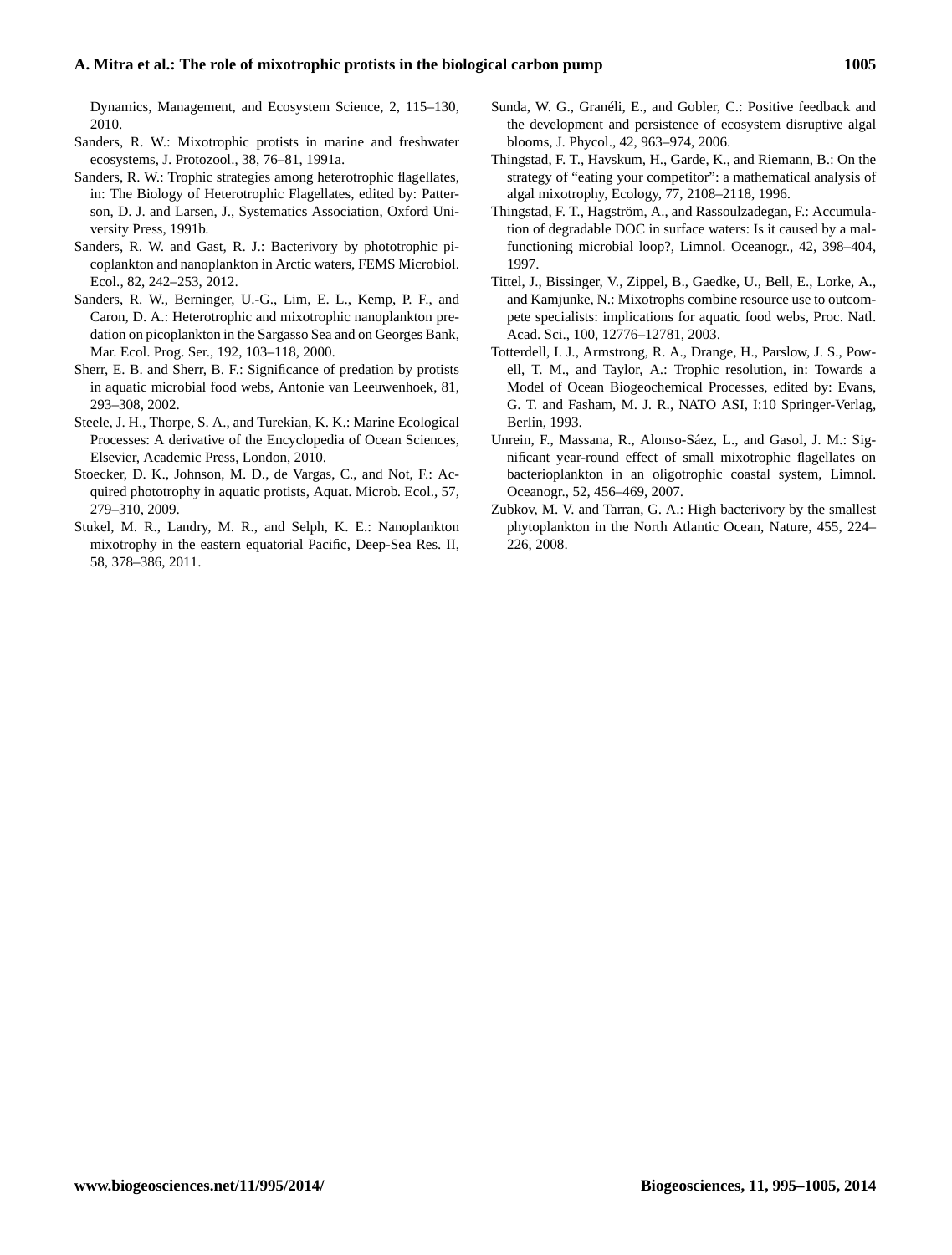Dynamics, Management, and Ecosystem Science, 2, 115–130, 2010.

Sanders, R. W.: Mixotrophic protists in marine and freshwater ecosystems, J. Protozool., 38, 76–81, 1991a.

Sanders, R. W.: Trophic strategies among heterotrophic flagellates, in: The Biology of Heterotrophic Flagellates, edited by: Patterson, D. J. and Larsen, J., Systematics Association, Oxford University Press, 1991b.

Sanders, R. W. and Gast, R. J.: Bacterivory by phototrophic picoplankton and nanoplankton in Arctic waters, FEMS Microbiol. Ecol., 82, 242–253, 2012.

Sanders, R. W., Berninger, U.-G., Lim, E. L., Kemp, P. F., and Caron, D. A.: Heterotrophic and mixotrophic nanoplankton predation on picoplankton in the Sargasso Sea and on Georges Bank, Mar. Ecol. Prog. Ser., 192, 103–118, 2000.

Sherr, E. B. and Sherr, B. F.: Significance of predation by protists in aquatic microbial food webs, Antonie van Leeuwenhoek, 81, 293–308, 2002.

Steele, J. H., Thorpe, S. A., and Turekian, K. K.: Marine Ecological Processes: A derivative of the Encyclopedia of Ocean Sciences, Elsevier, Academic Press, London, 2010.

Stoecker, D. K., Johnson, M. D., de Vargas, C., and Not, F.: Acquired phototrophy in aquatic protists, Aquat. Microb. Ecol., 57, 279–310, 2009.

Stukel, M. R., Landry, M. R., and Selph, K. E.: Nanoplankton mixotrophy in the eastern equatorial Pacific, Deep-Sea Res. II, 58, 378–386, 2011.

Sunda, W. G., Granéli, E., and Gobler, C.: Positive feedback and the development and persistence of ecosystem disruptive algal blooms, J. Phycol., 42, 963–974, 2006.

Thingstad, F. T., Havskum, H., Garde, K., and Riemann, B.: On the strategy of "eating your competitor": a mathematical analysis of algal mixotrophy, Ecology, 77, 2108–2118, 1996.

Thingstad, F. T., Hagström, A., and Rassoulzadegan, F.: Accumulation of degradable DOC in surface waters: Is it caused by a malfunctioning microbial loop?, Limnol. Oceanogr., 42, 398–404, 1997.

Tittel, J., Bissinger, V., Zippel, B., Gaedke, U., Bell, E., Lorke, A., and Kamjunke, N.: Mixotrophs combine resource use to outcompete specialists: implications for aquatic food webs, Proc. Natl. Acad. Sci., 100, 12776–12781, 2003.

Totterdell, I. J., Armstrong, R. A., Drange, H., Parslow, J. S., Powell, T. M., and Taylor, A.: Trophic resolution, in: Towards a Model of Ocean Biogeochemical Processes, edited by: Evans, G. T. and Fasham, M. J. R., NATO ASI, I:10 Springer-Verlag, Berlin, 1993.

Unrein, F., Massana, R., Alonso-Sáez, L., and Gasol, J. M.: Significant year-round effect of small mixotrophic flagellates on bacterioplankton in an oligotrophic coastal system, Limnol. Oceanogr., 52, 456–469, 2007.

Zubkov, M. V. and Tarran, G. A.: High bacterivory by the smallest phytoplankton in the North Atlantic Ocean, Nature, 455, 224–226, 2008.